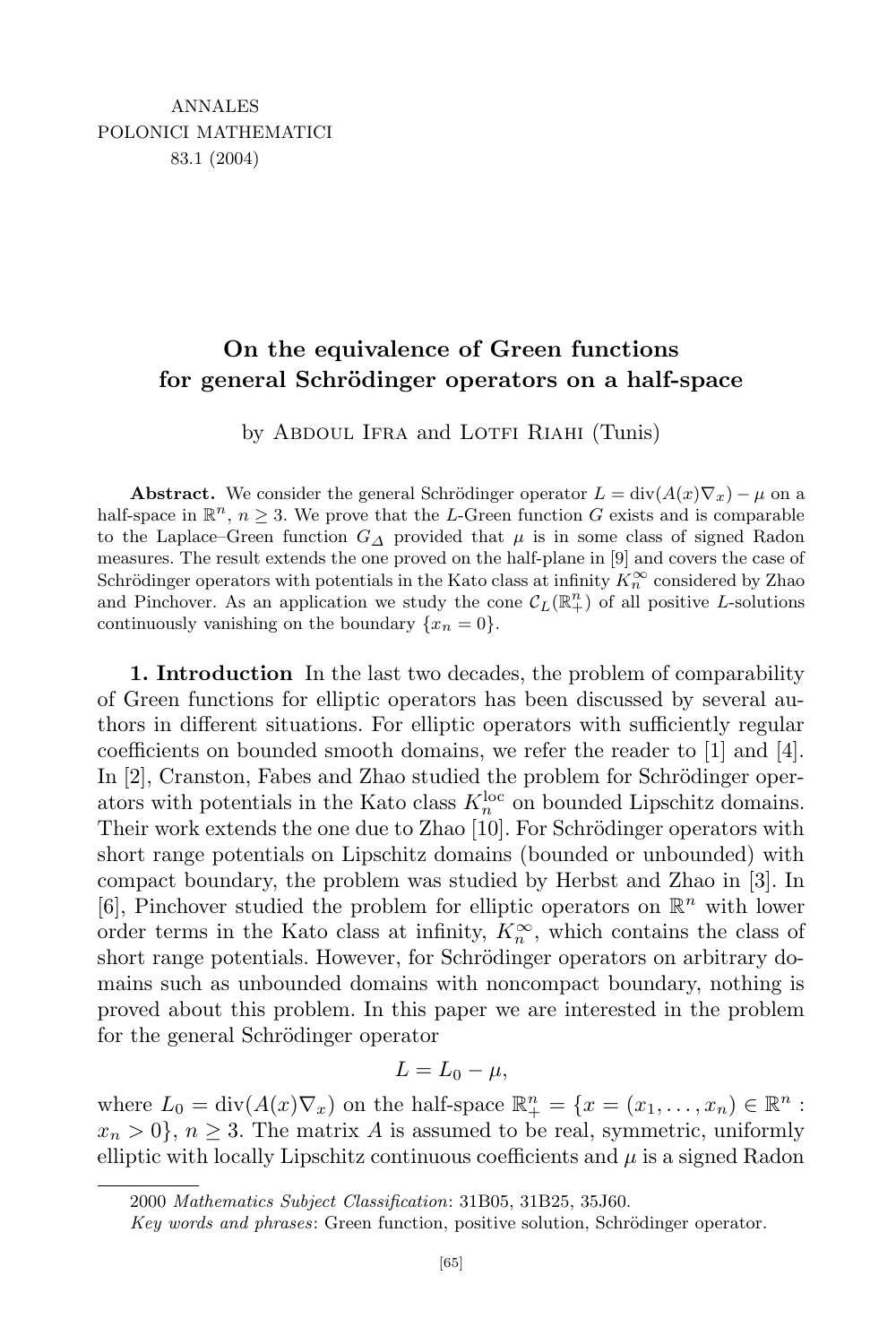# On the equivalence of Green functions for general Schrödinger operators on a half-space

by Abdoul Ifra and Lotfi Riahi (Tunis)

**Abstract.** We consider the general Schrödinger operator $L = \operatorname{div}(A(x)\nabla_x) - \mu$ on a half-space in $\mathbb{R}^n$, $n \geq 3$. We prove that the $L$-Green function $G$ exists and is comparable to the Laplace–Green function $G_\Delta$ provided that $\mu$ is in some class of signed Radon measures. The result extends the one proved on the half-plane in [9] and covers the case of Schrödinger operators with potentials in the Kato class at infinity $K_n^\infty$ considered by Zhao and Pinchover. As an application we study the cone $\mathcal{C}_L(\mathbb{R}^n_+)$ of all positive $L$-solutions continuously vanishing on the boundary $\{x_n = 0\}$.

**1. Introduction** In the last two decades, the problem of comparability of Green functions for elliptic operators has been discussed by several authors in different situations. For elliptic operators with sufficiently regular coefficients on bounded smooth domains, we refer the reader to [1] and [4]. In [2], Cranston, Fabes and Zhao studied the problem for Schrödinger operators with potentials in the Kato class $K_n^{\text{loc}}$ on bounded Lipschitz domains. Their work extends the one due to Zhao [10]. For Schrödinger operators with short range potentials on Lipschitz domains (bounded or unbounded) with compact boundary, the problem was studied by Herbst and Zhao in [3]. In [6], Pinchover studied the problem for elliptic operators on $\mathbb{R}^n$ with lower order terms in the Kato class at infinity, $K_n^\infty$, which contains the class of short range potentials. However, for Schrödinger operators on arbitrary domains such as unbounded domains with noncompact boundary, nothing is proved about this problem. In this paper we are interested in the problem for the general Schrödinger operator

$$L = L_0 - \mu,$$

where $L_0 = \operatorname{div}(A(x)\nabla_x)$ on the half-space $\mathbb{R}^n_+ = \{x = (x_1, \ldots, x_n) \in \mathbb{R}^n : x_n > 0\}$, $n \geq 3$. The matrix $A$ is assumed to be real, symmetric, uniformly elliptic with locally Lipschitz continuous coefficients and $\mu$ is a signed Radon

---

2000 *Mathematics Subject Classification*: 31B05, 31B25, 35J60.

*Key words and phrases*: Green function, positive solution, Schrödinger operator.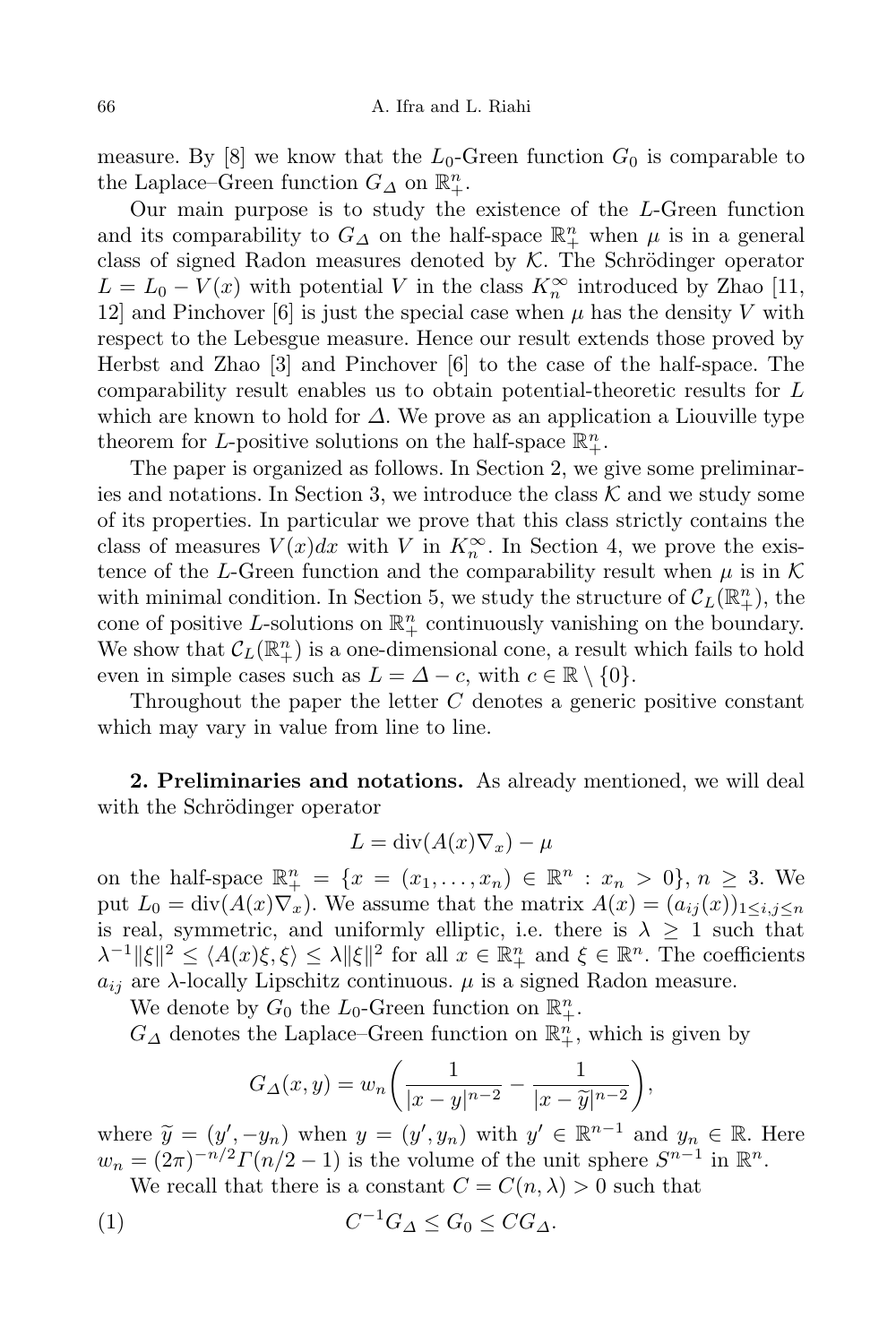measure. By [8] we know that the $L_0$-Green function $G_0$ is comparable to the Laplace–Green function $G_\Delta$ on $\mathbb{R}^n_+$.

Our main purpose is to study the existence of the $L$-Green function and its comparability to $G_\Delta$ on the half-space $\mathbb{R}^n_+$ when $\mu$ is in a general class of signed Radon measures denoted by $\mathcal{K}$. The Schrödinger operator $L = L_0 - V(x)$ with potential $V$ in the class $K_n^\infty$ introduced by Zhao [11, 12] and Pinchover [6] is just the special case when $\mu$ has the density $V$ with respect to the Lebesgue measure. Hence our result extends those proved by Herbst and Zhao [3] and Pinchover [6] to the case of the half-space. The comparability result enables us to obtain potential-theoretic results for $L$ which are known to hold for $\Delta$. We prove as an application a Liouville type theorem for $L$-positive solutions on the half-space $\mathbb{R}^n_+$.

The paper is organized as follows. In Section 2, we give some preliminaries and notations. In Section 3, we introduce the class $\mathcal{K}$ and we study some of its properties. In particular we prove that this class strictly contains the class of measures $V(x)dx$ with $V$ in $K_n^\infty$. In Section 4, we prove the existence of the $L$-Green function and the comparability result when $\mu$ is in $\mathcal{K}$ with minimal condition. In Section 5, we study the structure of $\mathcal{C}_L(\mathbb{R}^n_+)$, the cone of positive $L$-solutions on $\mathbb{R}^n_+$ continuously vanishing on the boundary. We show that $\mathcal{C}_L(\mathbb{R}^n_+)$ is a one-dimensional cone, a result which fails to hold even in simple cases such as $L = \Delta - c$, with $c \in \mathbb{R} \setminus \{0\}$.

Throughout the paper the letter $C$ denotes a generic positive constant which may vary in value from line to line.

**2. Preliminaries and notations.** As already mentioned, we will deal with the Schrödinger operator

$$L = \operatorname{div}(A(x)\nabla_x) - \mu$$

on the half-space $\mathbb{R}^n_+ = \{x = (x_1, \ldots, x_n) \in \mathbb{R}^n : x_n > 0\}$, $n \geq 3$. We put $L_0 = \operatorname{div}(A(x)\nabla_x)$. We assume that the matrix $A(x) = (a_{ij}(x))_{1 \leq i,j \leq n}$ is real, symmetric, and uniformly elliptic, i.e. there is $\lambda \geq 1$ such that $\lambda^{-1}\|\xi\|^2 \leq \langle A(x)\xi, \xi\rangle \leq \lambda\|\xi\|^2$ for all $x \in \mathbb{R}^n_+$ and $\xi \in \mathbb{R}^n$. The coefficients $a_{ij}$ are $\lambda$-locally Lipschitz continuous. $\mu$ is a signed Radon measure.

We denote by $G_0$ the $L_0$-Green function on $\mathbb{R}^n_+$.

$G_\Delta$ denotes the Laplace–Green function on $\mathbb{R}^n_+$, which is given by

$$G_\Delta(x, y) = w_n\left(\frac{1}{|x - y|^{n-2}} - \frac{1}{|x - \widetilde{y}|^{n-2}}\right),$$

where $\widetilde{y} = (y', -y_n)$ when $y = (y', y_n)$ with $y' \in \mathbb{R}^{n-1}$ and $y_n \in \mathbb{R}$. Here $w_n = (2\pi)^{-n/2}\Gamma(n/2 - 1)$ is the volume of the unit sphere $S^{n-1}$ in $\mathbb{R}^n$.

We recall that there is a constant $C = C(n, \lambda) > 0$ such that

$$C^{-1}G_\Delta \leq G_0 \leq CG_\Delta. \tag{1}$$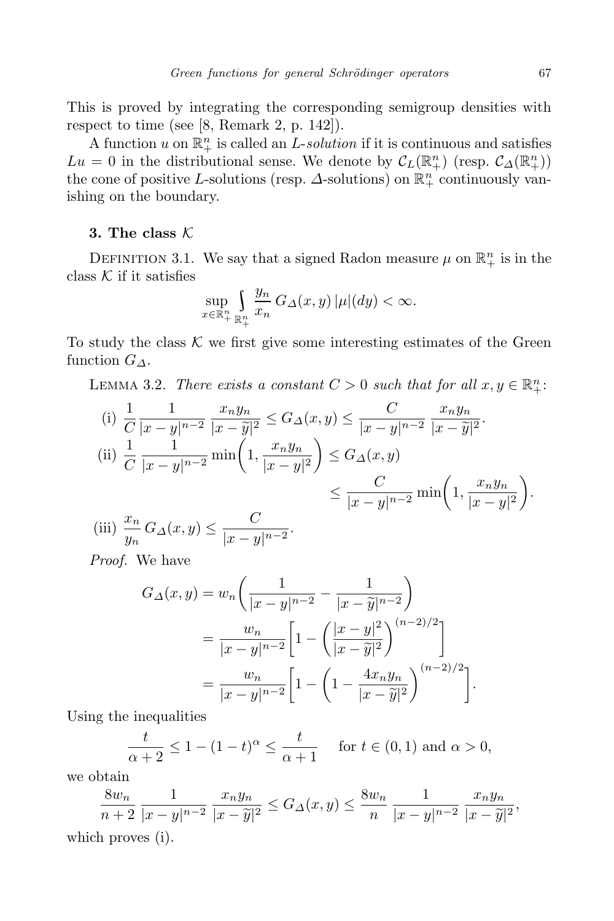This is proved by integrating the corresponding semigroup densities with respect to time (see [8, Remark 2, p. 142]).

A function $u$ on $\mathbb{R}^n_+$ is called an *L-solution* if it is continuous and satisfies $Lu = 0$ in the distributional sense. We denote by $\mathcal{C}_L(\mathbb{R}^n_+)$ (resp. $\mathcal{C}_\Delta(\mathbb{R}^n_+)$) the cone of positive $L$-solutions (resp. $\Delta$-solutions) on $\mathbb{R}^n_+$ continuously vanishing on the boundary.

## 3. The class $\mathcal{K}$

Definition 3.1. We say that a signed Radon measure $\mu$ on $\mathbb{R}^n_+$ is in the class $\mathcal{K}$ if it satisfies

$$\sup_{x\in\mathbb{R}^n_+} \int_{\mathbb{R}^n_+} \frac{y_n}{x_n}\, G_\Delta(x,y)\, |\mu|(dy) < \infty.$$

To study the class $\mathcal{K}$ we first give some interesting estimates of the Green function $G_\Delta$.

Lemma 3.2. *There exists a constant $C > 0$ such that for all $x, y \in \mathbb{R}^n_+$:*

(i) $$\frac{1}{C}\,\frac{1}{|x-y|^{n-2}}\,\frac{x_n y_n}{|x-\widetilde{y}|^2} \le G_\Delta(x,y) \le \frac{C}{|x-y|^{n-2}}\,\frac{x_n y_n}{|x-\widetilde{y}|^2}.$$

(ii) $$\frac{1}{C}\,\frac{1}{|x-y|^{n-2}}\min\biggl(1, \frac{x_n y_n}{|x-y|^2}\biggr) \le G_\Delta(x,y) \le \frac{C}{|x-y|^{n-2}}\min\biggl(1, \frac{x_n y_n}{|x-y|^2}\biggr).$$

(iii) $$\frac{x_n}{y_n}\, G_\Delta(x,y) \le \frac{C}{|x-y|^{n-2}}.$$

*Proof.* We have

$$\begin{aligned} G_\Delta(x,y) &= w_n\biggl(\frac{1}{|x-y|^{n-2}} - \frac{1}{|x-\widetilde{y}|^{n-2}}\biggr) \\ &= \frac{w_n}{|x-y|^{n-2}}\biggl[1 - \biggl(\frac{|x-y|^2}{|x-\widetilde{y}|^2}\biggr)^{(n-2)/2}\biggr] \\ &= \frac{w_n}{|x-y|^{n-2}}\biggl[1 - \biggl(1 - \frac{4x_n y_n}{|x-\widetilde{y}|^2}\biggr)^{(n-2)/2}\biggr]. \end{aligned}$$

Using the inequalities

$$\frac{t}{\alpha+2} \le 1 - (1-t)^\alpha \le \frac{t}{\alpha+1} \quad \text{ for } t \in (0,1) \text{ and } \alpha > 0,$$

we obtain

$$\frac{8w_n}{n+2}\,\frac{1}{|x-y|^{n-2}}\,\frac{x_n y_n}{|x-\widetilde{y}|^2} \le G_\Delta(x,y) \le \frac{8w_n}{n}\,\frac{1}{|x-y|^{n-2}}\,\frac{x_n y_n}{|x-\widetilde{y}|^2},$$

which proves (i).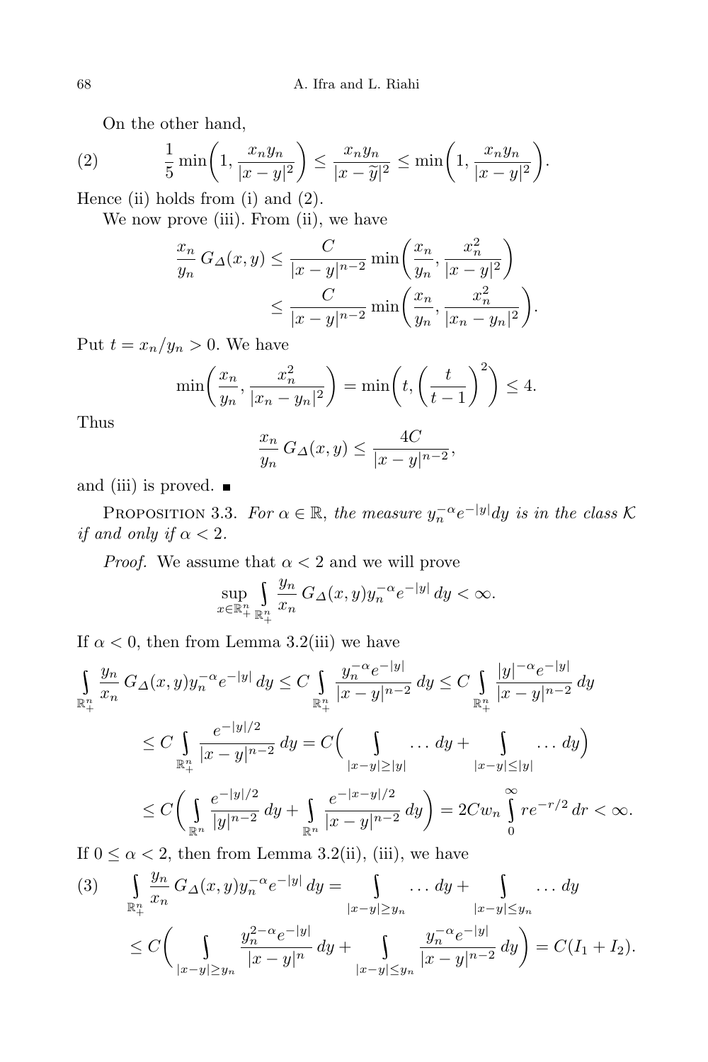On the other hand,

$$\frac{1}{5}\min\left(1, \frac{x_n y_n}{|x-y|^2}\right) \le \frac{x_n y_n}{|x-\widetilde{y}|^2} \le \min\left(1, \frac{x_n y_n}{|x-y|^2}\right). \tag{2}$$

Hence (ii) holds from (i) and (2).

We now prove (iii). From (ii), we have

$$\begin{aligned}
\frac{x_n}{y_n} G_\Delta(x,y) &\le \frac{C}{|x-y|^{n-2}} \min\left(\frac{x_n}{y_n}, \frac{x_n^2}{|x-y|^2}\right) \\
&\le \frac{C}{|x-y|^{n-2}} \min\left(\frac{x_n}{y_n}, \frac{x_n^2}{|x_n-y_n|^2}\right).
\end{aligned}$$

Put $t = x_n/y_n > 0$. We have

$$\min\left(\frac{x_n}{y_n}, \frac{x_n^2}{|x_n-y_n|^2}\right) = \min\left(t, \left(\frac{t}{t-1}\right)^2\right) \le 4.$$

Thus

$$\frac{x_n}{y_n} G_\Delta(x,y) \le \frac{4C}{|x-y|^{n-2}},$$

and (iii) is proved. ∎

Proposition 3.3. *For $\alpha \in \mathbb{R}$, the measure $y_n^{-\alpha} e^{-|y|} dy$ is in the class $\mathcal{K}$ if and only if $\alpha < 2$.*

*Proof.* We assume that $\alpha < 2$ and we will prove

$$\sup_{x \in \mathbb{R}_+^n} \int_{\mathbb{R}_+^n} \frac{y_n}{x_n} G_\Delta(x,y) y_n^{-\alpha} e^{-|y|}\, dy < \infty.$$

If $\alpha < 0$, then from Lemma 3.2(iii) we have

$$\begin{aligned}
\int_{\mathbb{R}_+^n} \frac{y_n}{x_n} G_\Delta(x,y) y_n^{-\alpha} e^{-|y|}\, dy &\le C \int_{\mathbb{R}_+^n} \frac{y_n^{-\alpha} e^{-|y|}}{|x-y|^{n-2}}\, dy \le C \int_{\mathbb{R}_+^n} \frac{|y|^{-\alpha} e^{-|y|}}{|x-y|^{n-2}}\, dy \\
&\le C \int_{\mathbb{R}_+^n} \frac{e^{-|y|/2}}{|x-y|^{n-2}}\, dy = C\Big(\int_{|x-y| \ge |y|} \ldots\, dy + \int_{|x-y| \le |y|} \ldots\, dy\Big) \\
&\le C\bigg(\int_{\mathbb{R}^n} \frac{e^{-|y|/2}}{|y|^{n-2}}\, dy + \int_{\mathbb{R}^n} \frac{e^{-|x-y|/2}}{|x-y|^{n-2}}\, dy\bigg) = 2Cw_n \int_0^\infty r e^{-r/2}\, dr < \infty.
\end{aligned}$$

If $0 \le \alpha < 2$, then from Lemma 3.2(ii), (iii), we have

$$\begin{aligned}
\int_{\mathbb{R}_+^n} \frac{y_n}{x_n} G_\Delta(x,y) y_n^{-\alpha} e^{-|y|}\, dy &= \int_{|x-y| \ge y_n} \ldots\, dy + \int_{|x-y| \le y_n} \ldots\, dy \\
&\le C\bigg(\int_{|x-y| \ge y_n} \frac{y_n^{2-\alpha} e^{-|y|}}{|x-y|^n}\, dy + \int_{|x-y| \le y_n} \frac{y_n^{-\alpha} e^{-|y|}}{|x-y|^{n-2}}\, dy\bigg) = C(I_1 + I_2).
\end{aligned} \tag{3}$$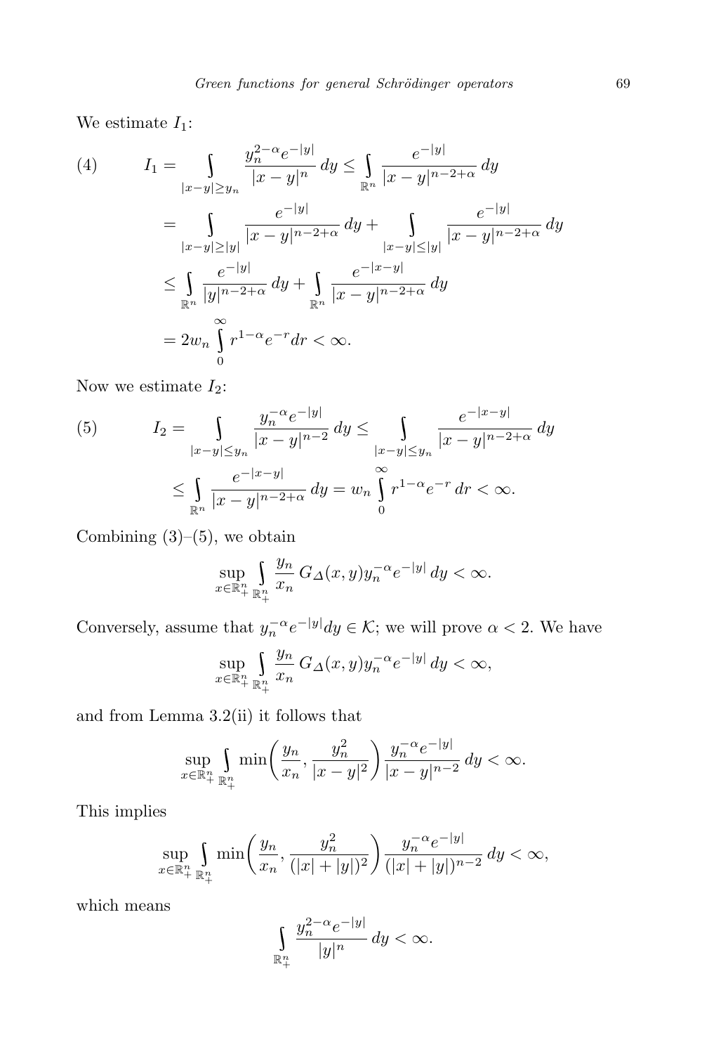We estimate $I_1$:

$$
\tag{4}
\begin{aligned}
I_1 &= \int\limits_{|x-y|\geq y_n} \frac{y_n^{2-\alpha} e^{-|y|}}{|x-y|^n}\,dy \leq \int\limits_{\mathbb{R}^n} \frac{e^{-|y|}}{|x-y|^{n-2+\alpha}}\,dy \\
&= \int\limits_{|x-y|\geq |y|} \frac{e^{-|y|}}{|x-y|^{n-2+\alpha}}\,dy + \int\limits_{|x-y|\leq |y|} \frac{e^{-|y|}}{|x-y|^{n-2+\alpha}}\,dy \\
&\leq \int\limits_{\mathbb{R}^n} \frac{e^{-|y|}}{|y|^{n-2+\alpha}}\,dy + \int\limits_{\mathbb{R}^n} \frac{e^{-|x-y|}}{|x-y|^{n-2+\alpha}}\,dy \\
&= 2w_n \int\limits_0^\infty r^{1-\alpha} e^{-r} dr < \infty.
\end{aligned}
$$

Now we estimate $I_2$:

$$
\tag{5}
\begin{aligned}
I_2 &= \int\limits_{|x-y|\leq y_n} \frac{y_n^{-\alpha} e^{-|y|}}{|x-y|^{n-2}}\,dy \leq \int\limits_{|x-y|\leq y_n} \frac{e^{-|x-y|}}{|x-y|^{n-2+\alpha}}\,dy \\
&\leq \int\limits_{\mathbb{R}^n} \frac{e^{-|x-y|}}{|x-y|^{n-2+\alpha}}\,dy = w_n \int\limits_0^\infty r^{1-\alpha} e^{-r}\,dr < \infty.
\end{aligned}
$$

Combining (3)–(5), we obtain

$$
\sup_{x\in\mathbb{R}^n_+} \int\limits_{\mathbb{R}^n_+} \frac{y_n}{x_n}\, G_\Delta(x,y) y_n^{-\alpha} e^{-|y|}\,dy < \infty.
$$

Conversely, assume that $y_n^{-\alpha} e^{-|y|} dy \in \mathcal{K}$; we will prove $\alpha < 2$. We have

$$
\sup_{x\in\mathbb{R}^n_+} \int\limits_{\mathbb{R}^n_+} \frac{y_n}{x_n}\, G_\Delta(x,y) y_n^{-\alpha} e^{-|y|}\,dy < \infty,
$$

and from Lemma 3.2(ii) it follows that

$$
\sup_{x\in\mathbb{R}^n_+} \int\limits_{\mathbb{R}^n_+} \min\biggl(\frac{y_n}{x_n}, \frac{y_n^2}{|x-y|^2}\biggr) \frac{y_n^{-\alpha} e^{-|y|}}{|x-y|^{n-2}}\,dy < \infty.
$$

This implies

$$
\sup_{x\in\mathbb{R}^n_+} \int\limits_{\mathbb{R}^n_+} \min\biggl(\frac{y_n}{x_n}, \frac{y_n^2}{(|x|+|y|)^2}\biggr) \frac{y_n^{-\alpha} e^{-|y|}}{(|x|+|y|)^{n-2}}\,dy < \infty,
$$

which means

$$
\int\limits_{\mathbb{R}^n_+} \frac{y_n^{2-\alpha} e^{-|y|}}{|y|^n}\,dy < \infty.
$$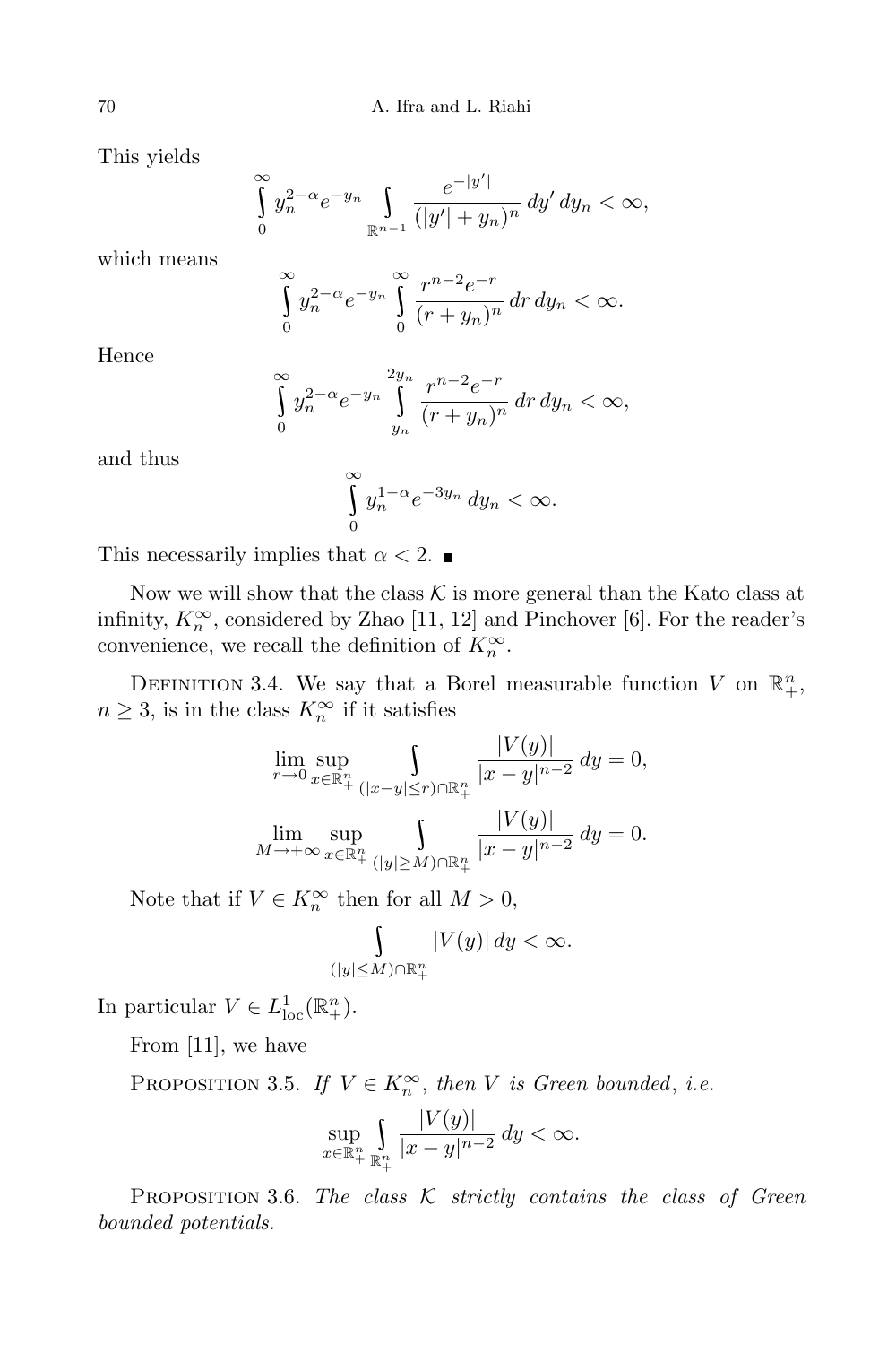This yields

$$\int_0^\infty y_n^{2-\alpha} e^{-y_n} \int_{\mathbb{R}^{n-1}} \frac{e^{-|y'|}}{(|y'|+y_n)^n}\, dy'\, dy_n < \infty,$$

which means

$$\int_0^\infty y_n^{2-\alpha} e^{-y_n} \int_0^\infty \frac{r^{n-2} e^{-r}}{(r+y_n)^n}\, dr\, dy_n < \infty.$$

Hence

$$\int_0^\infty y_n^{2-\alpha} e^{-y_n} \int_{y_n}^{2y_n} \frac{r^{n-2} e^{-r}}{(r+y_n)^n}\, dr\, dy_n < \infty,$$

and thus

$$\int_0^\infty y_n^{1-\alpha} e^{-3y_n}\, dy_n < \infty.$$

This necessarily implies that $\alpha < 2$. ∎

Now we will show that the class $\mathcal{K}$ is more general than the Kato class at infinity, $K_n^\infty$, considered by Zhao [11, 12] and Pinchover [6]. For the reader's convenience, we recall the definition of $K_n^\infty$.

Definition 3.4. We say that a Borel measurable function $V$ on $\mathbb{R}_+^n$, $n \geq 3$, is in the class $K_n^\infty$ if it satisfies

$$\lim_{r\to 0} \sup_{x\in\mathbb{R}_+^n} \int_{(|x-y|\leq r)\cap\mathbb{R}_+^n} \frac{|V(y)|}{|x-y|^{n-2}}\, dy = 0,$$

$$\lim_{M\to +\infty} \sup_{x\in\mathbb{R}_+^n} \int_{(|y|\geq M)\cap\mathbb{R}_+^n} \frac{|V(y)|}{|x-y|^{n-2}}\, dy = 0.$$

Note that if $V \in K_n^\infty$ then for all $M > 0$,

$$\int_{(|y|\leq M)\cap\mathbb{R}_+^n} |V(y)|\, dy < \infty.$$

In particular $V \in L^1_{\mathrm{loc}}(\mathbb{R}_+^n)$.

From [11], we have

Proposition 3.5. *If $V \in K_n^\infty$, then $V$ is Green bounded, i.e.*

$$\sup_{x\in\mathbb{R}_+^n} \int_{\mathbb{R}_+^n} \frac{|V(y)|}{|x-y|^{n-2}}\, dy < \infty.$$

Proposition 3.6. *The class $\mathcal{K}$ strictly contains the class of Green bounded potentials.*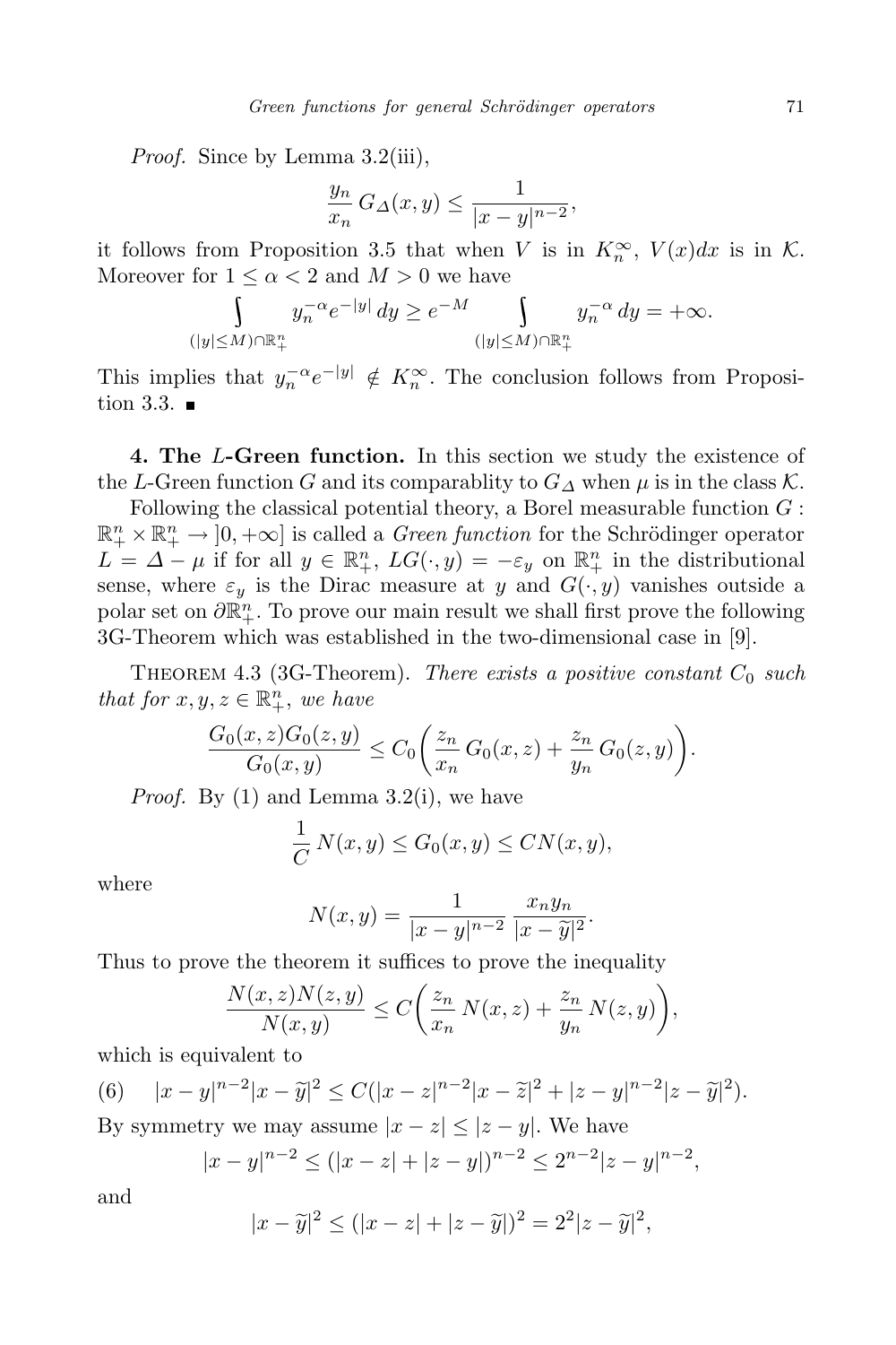*Proof.* Since by Lemma 3.2(iii),

$$\frac{y_n}{x_n} G_\Delta(x,y) \le \frac{1}{|x-y|^{n-2}},$$

it follows from Proposition 3.5 that when $V$ is in $K_n^\infty$, $V(x)dx$ is in $\mathcal{K}$. Moreover for $1 \le \alpha < 2$ and $M > 0$ we have

$$\int_{(|y|\le M)\cap \mathbb{R}_+^n} y_n^{-\alpha} e^{-|y|}\, dy \ge e^{-M} \int_{(|y|\le M)\cap \mathbb{R}_+^n} y_n^{-\alpha}\, dy = +\infty.$$

This implies that $y_n^{-\alpha} e^{-|y|} \notin K_n^\infty$. The conclusion follows from Proposition 3.3. ■

**4. The $L$-Green function.** In this section we study the existence of the $L$-Green function $G$ and its comparablity to $G_\Delta$ when $\mu$ is in the class $\mathcal{K}$.

Following the classical potential theory, a Borel measurable function $G : \mathbb{R}_+^n \times \mathbb{R}_+^n \to ]0, +\infty]$ is called a *Green function* for the Schrödinger operator $L = \Delta - \mu$ if for all $y \in \mathbb{R}_+^n$, $LG(\cdot, y) = -\varepsilon_y$ on $\mathbb{R}_+^n$ in the distributional sense, where $\varepsilon_y$ is the Dirac measure at $y$ and $G(\cdot, y)$ vanishes outside a polar set on $\partial\mathbb{R}_+^n$. To prove our main result we shall first prove the following 3G-Theorem which was established in the two-dimensional case in [9].

Theorem 4.3 (3G-Theorem). *There exists a positive constant $C_0$ such that for $x, y, z \in \mathbb{R}_+^n$, we have*

$$\frac{G_0(x,z)G_0(z,y)}{G_0(x,y)} \le C_0\bigg(\frac{z_n}{x_n} G_0(x,z) + \frac{z_n}{y_n} G_0(z,y)\bigg).$$

*Proof.* By (1) and Lemma 3.2(i), we have

$$\frac{1}{C} N(x,y) \le G_0(x,y) \le CN(x,y),$$

where

$$N(x,y) = \frac{1}{|x-y|^{n-2}} \frac{x_n y_n}{|x-\widetilde{y}|^2}.$$

Thus to prove the theorem it suffices to prove the inequality

$$\frac{N(x,z)N(z,y)}{N(x,y)} \le C\bigg(\frac{z_n}{x_n} N(x,z) + \frac{z_n}{y_n} N(z,y)\bigg),$$

which is equivalent to

$$|x-y|^{n-2}|x-\widetilde{y}|^2 \le C(|x-z|^{n-2}|x-\widetilde{z}|^2 + |z-y|^{n-2}|z-\widetilde{y}|^2). \tag{6}$$

By symmetry we may assume $|x-z| \le |z-y|$. We have

$$|x-y|^{n-2} \le (|x-z| + |z-y|)^{n-2} \le 2^{n-2}|z-y|^{n-2},$$

and

$$|x-\widetilde{y}|^2 \le (|x-z| + |z-\widetilde{y}|)^2 = 2^2|z-\widetilde{y}|^2,$$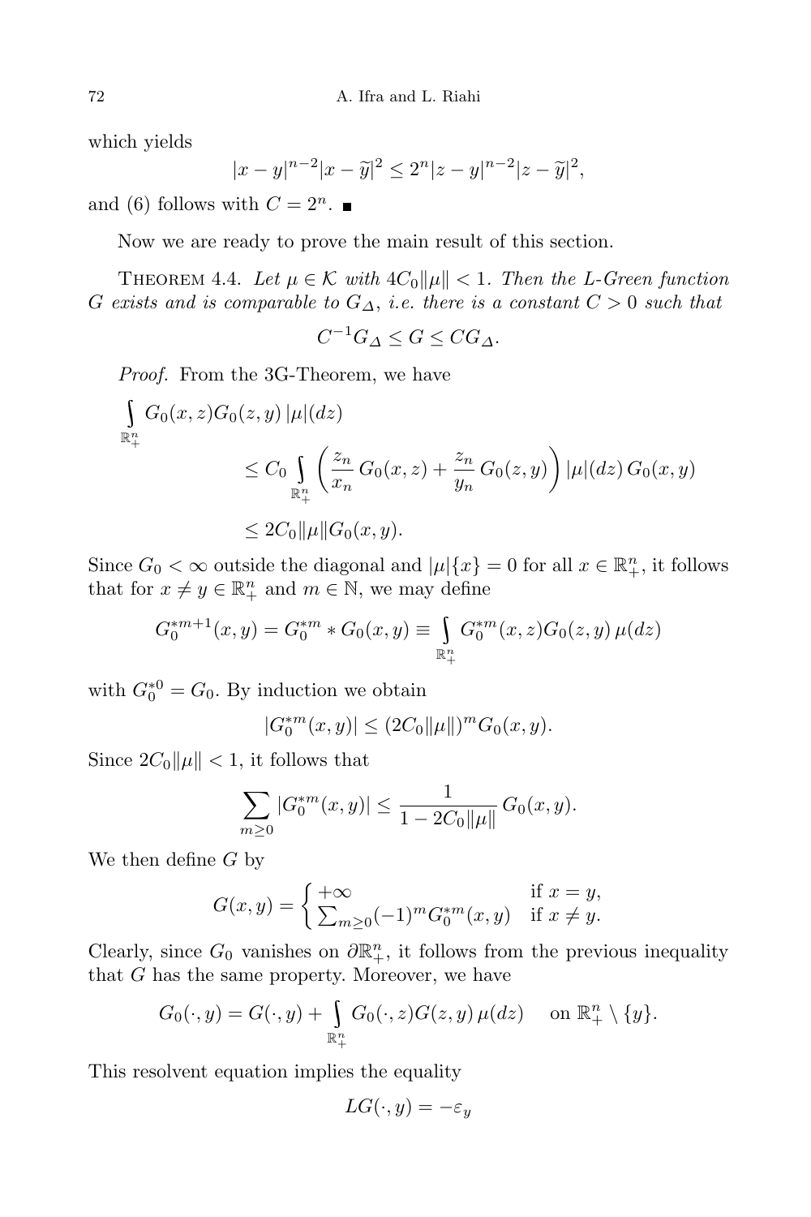which yields

$$|x-y|^{n-2}|x-\widetilde{y}|^2 \leq 2^n|z-y|^{n-2}|z-\widetilde{y}|^2,$$

and (6) follows with $C = 2^n$. ∎

Now we are ready to prove the main result of this section.

THEOREM 4.4. *Let $\mu \in \mathcal{K}$ with $4C_0\|\mu\| < 1$. Then the L-Green function $G$ exists and is comparable to $G_\Delta$, i.e. there is a constant $C > 0$ such that*

$$C^{-1}G_\Delta \leq G \leq CG_\Delta.$$

*Proof.* From the 3G-Theorem, we have

$$\begin{aligned}
\int_{\mathbb{R}^n_+} G_0(x,z)G_0(z,y)\,|\mu|(dz) &\leq C_0 \int_{\mathbb{R}^n_+} \left(\frac{z_n}{x_n}\,G_0(x,z) + \frac{z_n}{y_n}\,G_0(z,y)\right)|\mu|(dz)\,G_0(x,y) \\
&\leq 2C_0\|\mu\|G_0(x,y).
\end{aligned}$$

Since $G_0 < \infty$ outside the diagonal and $|\mu|\{x\} = 0$ for all $x \in \mathbb{R}^n_+$, it follows that for $x \neq y \in \mathbb{R}^n_+$ and $m \in \mathbb{N}$, we may define

$$G_0^{*m+1}(x,y) = G_0^{*m} * G_0(x,y) \equiv \int_{\mathbb{R}^n_+} G_0^{*m}(x,z)G_0(z,y)\,\mu(dz)$$

with $G_0^{*0} = G_0$. By induction we obtain

$$|G_0^{*m}(x,y)| \leq (2C_0\|\mu\|)^m G_0(x,y).$$

Since $2C_0\|\mu\| < 1$, it follows that

$$\sum_{m\geq 0} |G_0^{*m}(x,y)| \leq \frac{1}{1-2C_0\|\mu\|}\,G_0(x,y).$$

We then define $G$ by

$$G(x,y) = \begin{cases} +\infty & \text{if } x = y, \\ \sum_{m\geq 0}(-1)^m G_0^{*m}(x,y) & \text{if } x \neq y. \end{cases}$$

Clearly, since $G_0$ vanishes on $\partial\mathbb{R}^n_+$, it follows from the previous inequality that $G$ has the same property. Moreover, we have

$$G_0(\cdot,y) = G(\cdot,y) + \int_{\mathbb{R}^n_+} G_0(\cdot,z)G(z,y)\,\mu(dz) \quad \text{ on } \mathbb{R}^n_+ \setminus \{y\}.$$

This resolvent equation implies the equality

$$LG(\cdot,y) = -\varepsilon_y$$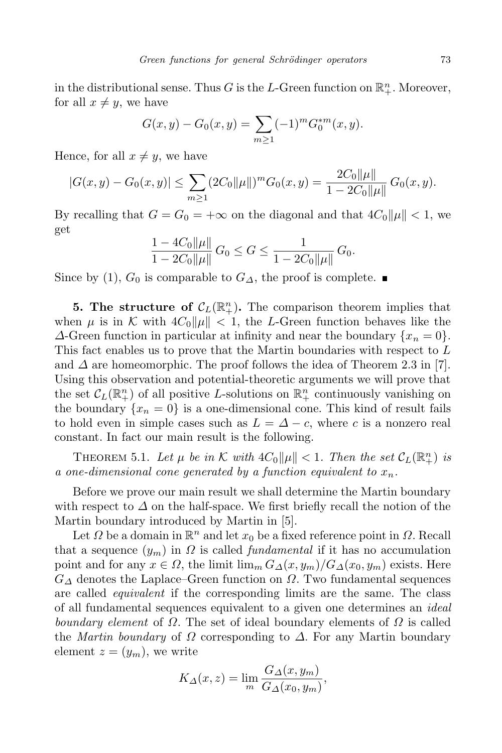in the distributional sense. Thus $G$ is the $L$-Green function on $\mathbb{R}^n_+$. Moreover, for all $x \neq y$, we have

$$G(x,y) - G_0(x,y) = \sum_{m\geq 1} (-1)^m G_0^{*m}(x,y).$$

Hence, for all $x \neq y$, we have

$$|G(x,y) - G_0(x,y)| \leq \sum_{m\geq 1} (2C_0\|\mu\|)^m G_0(x,y) = \frac{2C_0\|\mu\|}{1-2C_0\|\mu\|}\, G_0(x,y).$$

By recalling that $G = G_0 = +\infty$ on the diagonal and that $4C_0\|\mu\| < 1$, we get

$$\frac{1-4C_0\|\mu\|}{1-2C_0\|\mu\|}\, G_0 \leq G \leq \frac{1}{1-2C_0\|\mu\|}\, G_0.$$

Since by (1), $G_0$ is comparable to $G_\Delta$, the proof is complete. ∎

**5. The structure of $\mathcal{C}_L(\mathbb{R}^n_+)$.** The comparison theorem implies that when $\mu$ is in $\mathcal{K}$ with $4C_0\|\mu\| < 1$, the $L$-Green function behaves like the $\Delta$-Green function in particular at infinity and near the boundary $\{x_n = 0\}$. This fact enables us to prove that the Martin boundaries with respect to $L$ and $\Delta$ are homeomorphic. The proof follows the idea of Theorem 2.3 in [7]. Using this observation and potential-theoretic arguments we will prove that the set $\mathcal{C}_L(\mathbb{R}^n_+)$ of all positive $L$-solutions on $\mathbb{R}^n_+$ continuously vanishing on the boundary $\{x_n = 0\}$ is a one-dimensional cone. This kind of result fails to hold even in simple cases such as $L = \Delta - c$, where $c$ is a nonzero real constant. In fact our main result is the following.

Theorem 5.1. *Let $\mu$ be in $\mathcal{K}$ with $4C_0\|\mu\| < 1$. Then the set $\mathcal{C}_L(\mathbb{R}^n_+)$ is a one-dimensional cone generated by a function equivalent to $x_n$.*

Before we prove our main result we shall determine the Martin boundary with respect to $\Delta$ on the half-space. We first briefly recall the notion of the Martin boundary introduced by Martin in [5].

Let $\Omega$ be a domain in $\mathbb{R}^n$ and let $x_0$ be a fixed reference point in $\Omega$. Recall that a sequence $(y_m)$ in $\Omega$ is called *fundamental* if it has no accumulation point and for any $x \in \Omega$, the limit $\lim_m G_\Delta(x,y_m)/G_\Delta(x_0,y_m)$ exists. Here $G_\Delta$ denotes the Laplace–Green function on $\Omega$. Two fundamental sequences are called *equivalent* if the corresponding limits are the same. The class of all fundamental sequences equivalent to a given one determines an *ideal boundary element* of $\Omega$. The set of ideal boundary elements of $\Omega$ is called the *Martin boundary* of $\Omega$ corresponding to $\Delta$. For any Martin boundary element $z = (y_m)$, we write

$$K_\Delta(x,z) = \lim_m \frac{G_\Delta(x,y_m)}{G_\Delta(x_0,y_m)},$$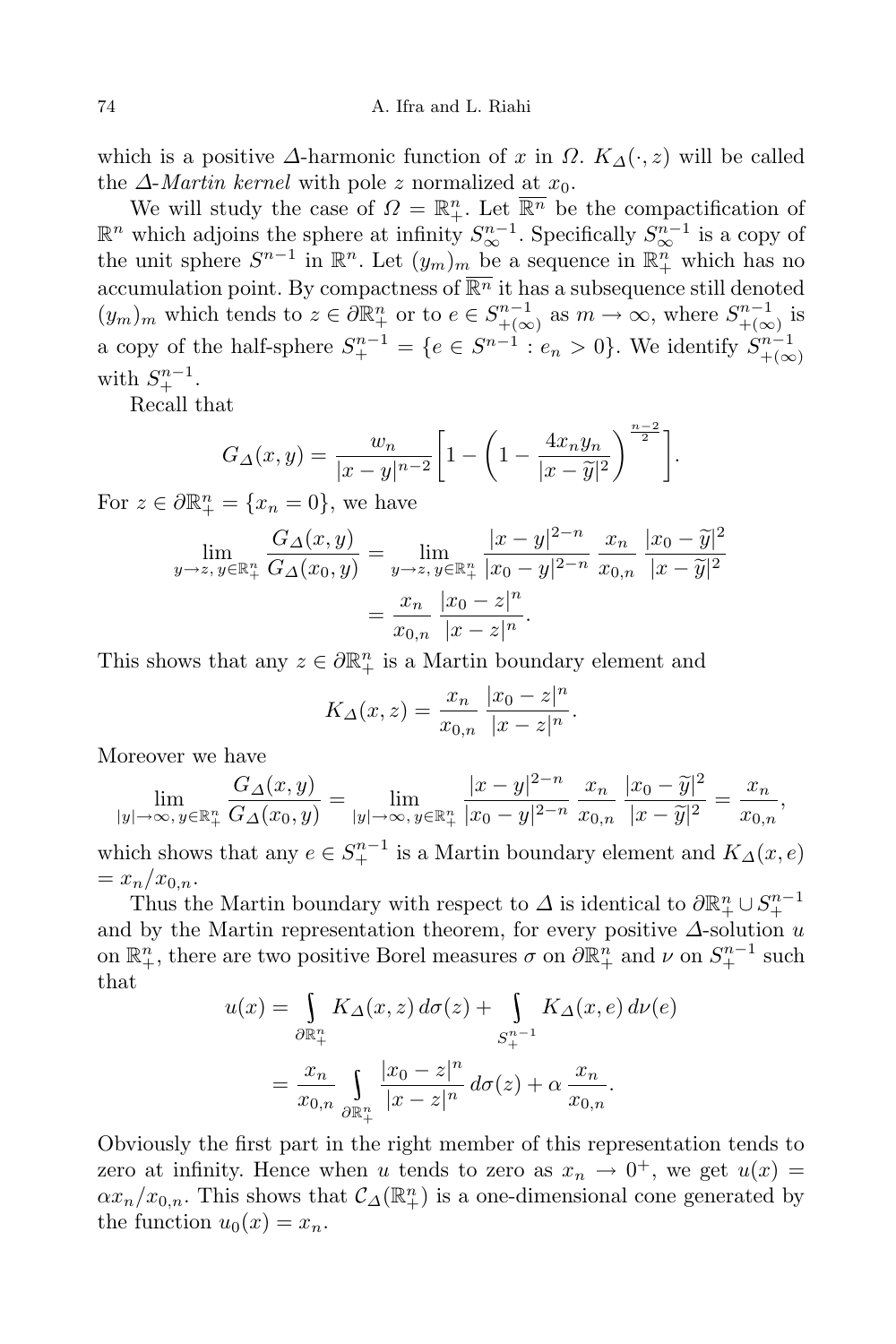which is a positive $\Delta$-harmonic function of $x$ in $\Omega$. $K_\Delta(\cdot, z)$ will be called the $\Delta$-*Martin kernel* with pole $z$ normalized at $x_0$.

We will study the case of $\Omega = \mathbb{R}^n_+$. Let $\overline{\mathbb{R}^n}$ be the compactification of $\mathbb{R}^n$ which adjoins the sphere at infinity $S^{n-1}_\infty$. Specifically $S^{n-1}_\infty$ is a copy of the unit sphere $S^{n-1}$ in $\mathbb{R}^n$. Let $(y_m)_m$ be a sequence in $\mathbb{R}^n_+$ which has no accumulation point. By compactness of $\overline{\mathbb{R}^n}$ it has a subsequence still denoted $(y_m)_m$ which tends to $z \in \partial\mathbb{R}^n_+$ or to $e \in S^{n-1}_{+(\infty)}$ as $m \to \infty$, where $S^{n-1}_{+(\infty)}$ is a copy of the half-sphere $S^{n-1}_+ = \{e \in S^{n-1} : e_n > 0\}$. We identify $S^{n-1}_{+(\infty)}$ with $S^{n-1}_+$.

Recall that

$$G_\Delta(x,y) = \frac{w_n}{|x-y|^{n-2}}\bigg[1 - \bigg(1 - \frac{4x_n y_n}{|x-\widetilde{y}|^2}\bigg)^{\frac{n-2}{2}}\bigg].$$

For $z \in \partial\mathbb{R}^n_+ = \{x_n = 0\}$, we have

$$\begin{aligned}
\lim_{y\to z,\, y\in\mathbb{R}^n_+} \frac{G_\Delta(x,y)}{G_\Delta(x_0,y)} &= \lim_{y\to z,\, y\in\mathbb{R}^n_+} \frac{|x-y|^{2-n}}{|x_0-y|^{2-n}}\,\frac{x_n}{x_{0,n}}\,\frac{|x_0-\widetilde{y}|^2}{|x-\widetilde{y}|^2} \\
&= \frac{x_n}{x_{0,n}}\,\frac{|x_0-z|^n}{|x-z|^n}.
\end{aligned}$$

This shows that any $z \in \partial\mathbb{R}^n_+$ is a Martin boundary element and

$$K_\Delta(x,z) = \frac{x_n}{x_{0,n}}\,\frac{|x_0-z|^n}{|x-z|^n}.$$

Moreover we have

$$\lim_{|y|\to\infty,\, y\in\mathbb{R}^n_+} \frac{G_\Delta(x,y)}{G_\Delta(x_0,y)} = \lim_{|y|\to\infty,\, y\in\mathbb{R}^n_+} \frac{|x-y|^{2-n}}{|x_0-y|^{2-n}}\,\frac{x_n}{x_{0,n}}\,\frac{|x_0-\widetilde{y}|^2}{|x-\widetilde{y}|^2} = \frac{x_n}{x_{0,n}},$$

which shows that any $e \in S^{n-1}_+$ is a Martin boundary element and $K_\Delta(x,e) = x_n/x_{0,n}$.

Thus the Martin boundary with respect to $\Delta$ is identical to $\partial\mathbb{R}^n_+ \cup S^{n-1}_+$ and by the Martin representation theorem, for every positive $\Delta$-solution $u$ on $\mathbb{R}^n_+$, there are two positive Borel measures $\sigma$ on $\partial\mathbb{R}^n_+$ and $\nu$ on $S^{n-1}_+$ such that

$$\begin{aligned}
u(x) &= \int_{\partial\mathbb{R}^n_+} K_\Delta(x,z)\,d\sigma(z) + \int_{S^{n-1}_+} K_\Delta(x,e)\,d\nu(e) \\
&= \frac{x_n}{x_{0,n}} \int_{\partial\mathbb{R}^n_+} \frac{|x_0-z|^n}{|x-z|^n}\,d\sigma(z) + \alpha\,\frac{x_n}{x_{0,n}}.
\end{aligned}$$

Obviously the first part in the right member of this representation tends to zero at infinity. Hence when $u$ tends to zero as $x_n \to 0^+$, we get $u(x) = \alpha x_n/x_{0,n}$. This shows that $\mathcal{C}_\Delta(\mathbb{R}^n_+)$ is a one-dimensional cone generated by the function $u_0(x) = x_n$.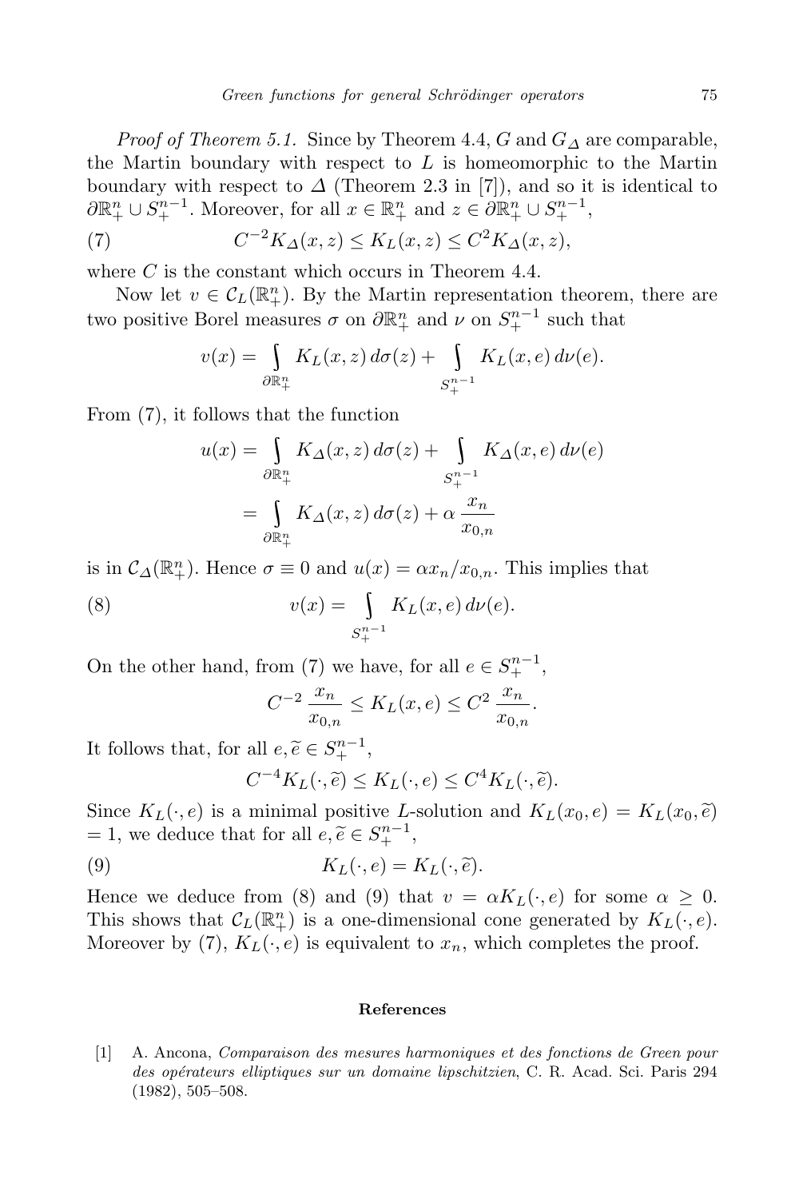*Proof of Theorem 5.1.* Since by Theorem 4.4, $G$ and $G_\Delta$ are comparable, the Martin boundary with respect to $L$ is homeomorphic to the Martin boundary with respect to $\Delta$ (Theorem 2.3 in [7]), and so it is identical to $\partial\mathbb{R}^n_+ \cup S^{n-1}_+$. Moreover, for all $x \in \mathbb{R}^n_+$ and $z \in \partial\mathbb{R}^n_+ \cup S^{n-1}_+$,

$$C^{-2} K_\Delta(x,z) \le K_L(x,z) \le C^2 K_\Delta(x,z), \tag{7}$$

where $C$ is the constant which occurs in Theorem 4.4.

Now let $v \in \mathcal{C}_L(\mathbb{R}^n_+)$. By the Martin representation theorem, there are two positive Borel measures $\sigma$ on $\partial\mathbb{R}^n_+$ and $\nu$ on $S^{n-1}_+$ such that

$$v(x) = \int_{\partial\mathbb{R}^n_+} K_L(x,z)\, d\sigma(z) + \int_{S^{n-1}_+} K_L(x,e)\, d\nu(e).$$

From (7), it follows that the function

$$\begin{aligned} u(x) &= \int_{\partial\mathbb{R}^n_+} K_\Delta(x,z)\, d\sigma(z) + \int_{S^{n-1}_+} K_\Delta(x,e)\, d\nu(e) \\ &= \int_{\partial\mathbb{R}^n_+} K_\Delta(x,z)\, d\sigma(z) + \alpha \frac{x_n}{x_{0,n}} \end{aligned}$$

is in $\mathcal{C}_\Delta(\mathbb{R}^n_+)$. Hence $\sigma \equiv 0$ and $u(x) = \alpha x_n / x_{0,n}$. This implies that

$$v(x) = \int_{S^{n-1}_+} K_L(x,e)\, d\nu(e). \tag{8}$$

On the other hand, from (7) we have, for all $e \in S^{n-1}_+$,

$$C^{-2} \frac{x_n}{x_{0,n}} \le K_L(x,e) \le C^2 \frac{x_n}{x_{0,n}}.$$

It follows that, for all $e, \widetilde{e} \in S^{n-1}_+$,

$$C^{-4} K_L(\cdot, \widetilde{e}) \le K_L(\cdot, e) \le C^4 K_L(\cdot, \widetilde{e}).$$

Since $K_L(\cdot, e)$ is a minimal positive $L$-solution and $K_L(x_0, e) = K_L(x_0, \widetilde{e}) = 1$, we deduce that for all $e, \widetilde{e} \in S^{n-1}_+$,

$$K_L(\cdot, e) = K_L(\cdot, \widetilde{e}). \tag{9}$$

Hence we deduce from (8) and (9) that $v = \alpha K_L(\cdot, e)$ for some $\alpha \ge 0$. This shows that $\mathcal{C}_L(\mathbb{R}^n_+)$ is a one-dimensional cone generated by $K_L(\cdot, e)$. Moreover by (7), $K_L(\cdot, e)$ is equivalent to $x_n$, which completes the proof.

## References

[1] A. Ancona, *Comparaison des mesures harmoniques et des fonctions de Green pour des opérateurs elliptiques sur un domaine lipschitzien*, C. R. Acad. Sci. Paris 294 (1982), 505–508.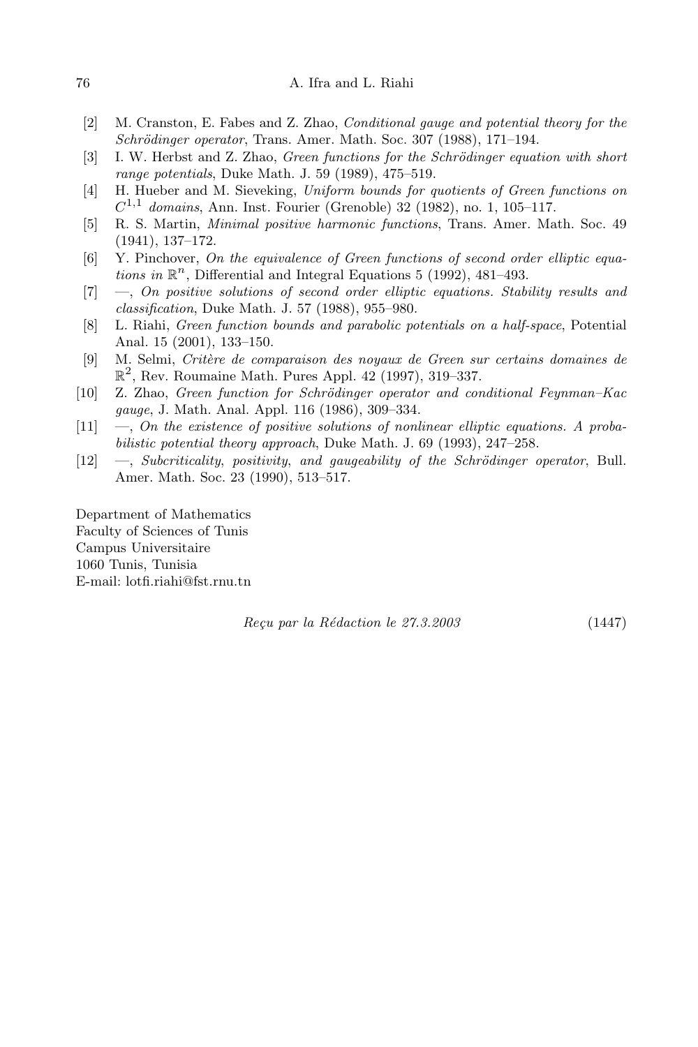[2] M. Cranston, E. Fabes and Z. Zhao, *Conditional gauge and potential theory for the Schrödinger operator*, Trans. Amer. Math. Soc. 307 (1988), 171–194.

[3] I. W. Herbst and Z. Zhao, *Green functions for the Schrödinger equation with short range potentials*, Duke Math. J. 59 (1989), 475–519.

[4] H. Hueber and M. Sieveking, *Uniform bounds for quotients of Green functions on $C^{1,1}$ domains*, Ann. Inst. Fourier (Grenoble) 32 (1982), no. 1, 105–117.

[5] R. S. Martin, *Minimal positive harmonic functions*, Trans. Amer. Math. Soc. 49 (1941), 137–172.

[6] Y. Pinchover, *On the equivalence of Green functions of second order elliptic equations in $\mathbb{R}^n$*, Differential and Integral Equations 5 (1992), 481–493.

[7] —, *On positive solutions of second order elliptic equations. Stability results and classification*, Duke Math. J. 57 (1988), 955–980.

[8] L. Riahi, *Green function bounds and parabolic potentials on a half-space*, Potential Anal. 15 (2001), 133–150.

[9] M. Selmi, *Critère de comparaison des noyaux de Green sur certains domaines de $\mathbb{R}^2$*, Rev. Roumaine Math. Pures Appl. 42 (1997), 319–337.

[10] Z. Zhao, *Green function for Schrödinger operator and conditional Feynman–Kac gauge*, J. Math. Anal. Appl. 116 (1986), 309–334.

[11] —, *On the existence of positive solutions of nonlinear elliptic equations. A probabilistic potential theory approach*, Duke Math. J. 69 (1993), 247–258.

[12] —, *Subcriticality, positivity, and gaugeability of the Schrödinger operator*, Bull. Amer. Math. Soc. 23 (1990), 513–517.

Department of Mathematics
Faculty of Sciences of Tunis
Campus Universitaire
1060 Tunis, Tunisia
E-mail: lotfi.riahi@fst.rnu.tn

*Reçu par la Rédaction le 27.3.2003* (1447)